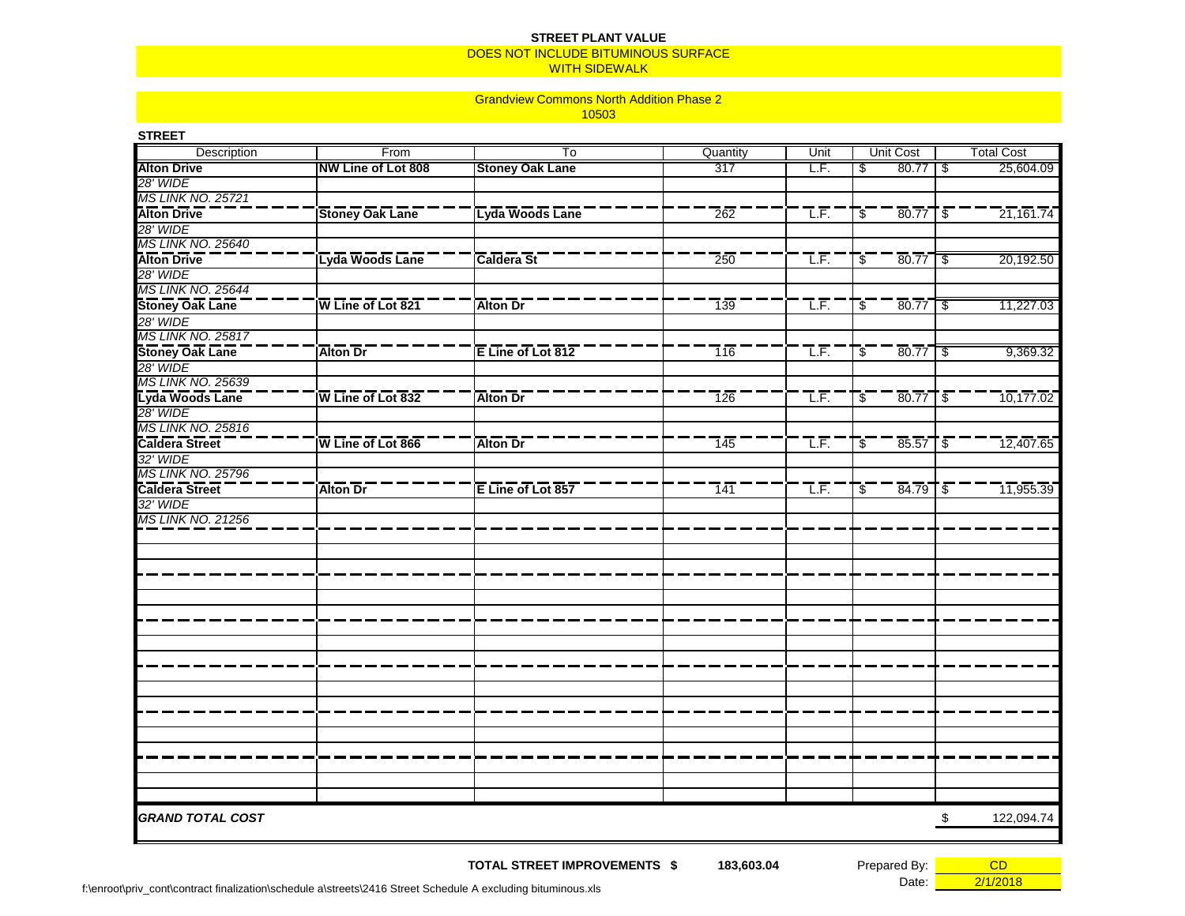**STREET PLANT VALUE**

DOES NOT INCLUDE BITUMINOUS SURFACE

WITH SIDEWALK

Grandview Commons North Addition Phase 2

10503

**STREET**

| Description | From | To | Quantity | Unit | Unit Cost | Total Cost |
|---|---|---|---|---|---|---|
| **Alton Drive** | **NW Line of Lot 808** | **Stoney Oak Lane** | 317 | L.F. | $ 80.77 | $ 25,604.09 |
| *28' WIDE* | | | | | | |
| *MS LINK NO. 25721* | | | | | | |
| **Alton Drive** | **Stoney Oak Lane** | **Lyda Woods Lane** | 262 | L.F. | $ 80.77 | $ 21,161.74 |
| *28' WIDE* | | | | | | |
| *MS LINK NO. 25640* | | | | | | |
| **Alton Drive** | **Lyda Woods Lane** | **Caldera St** | 250 | L.F. | $ 80.77 | $ 20,192.50 |
| *28' WIDE* | | | | | | |
| *MS LINK NO. 25644* | | | | | | |
| **Stoney Oak Lane** | **W Line of Lot 821** | **Alton Dr** | 139 | L.F. | $ 80.77 | $ 11,227.03 |
| *28' WIDE* | | | | | | |
| *MS LINK NO. 25817* | | | | | | |
| **Stoney Oak Lane** | **Alton Dr** | **E Line of Lot 812** | 116 | L.F. | $ 80.77 | $ 9,369.32 |
| *28' WIDE* | | | | | | |
| *MS LINK NO. 25639* | | | | | | |
| **Lyda Woods Lane** | **W Line of Lot 832** | **Alton Dr** | 126 | L.F. | $ 80.77 | $ 10,177.02 |
| *28' WIDE* | | | | | | |
| *MS LINK NO. 25816* | | | | | | |
| **Caldera Street** | **W Line of Lot 866** | **Alton Dr** | 145 | L.F. | $ 85.57 | $ 12,407.65 |
| *32' WIDE* | | | | | | |
| *MS LINK NO. 25796* | | | | | | |
| **Caldera Street** | **Alton Dr** | **E Line of Lot 857** | 141 | L.F. | $ 84.79 | $ 11,955.39 |
| *32' WIDE* | | | | | | |
| *MS LINK NO. 21256* | | | | | | |
| ***GRAND TOTAL COST*** | | | | | | $ 122,094.74 |

**TOTAL STREET IMPROVEMENTS $ 183,603.04**

Prepared By: CD

Date: 2/1/2018

f:\enroot\priv_cont\contract finalization\schedule a\streets\2416 Street Schedule A excluding bituminous.xls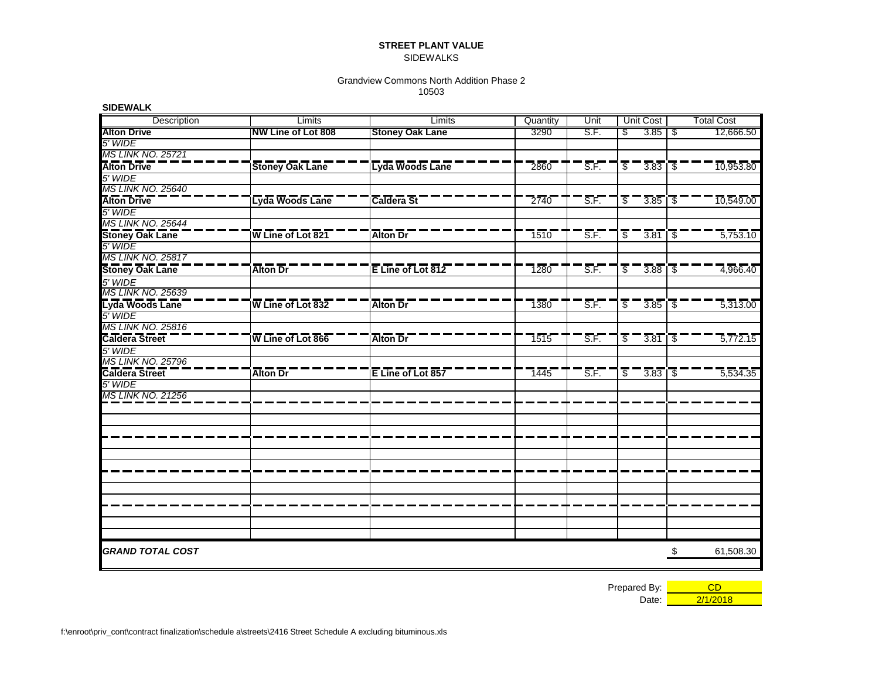# STREET PLANT VALUE

SIDEWALKS

Grandview Commons North Addition Phase 2
10503

**SIDEWALK**

| Description | Limits | Limits | Quantity | Unit | Unit Cost | Total Cost |
|---|---|---|---|---|---|---|
| **Alton Drive** | **NW Line of Lot 808** | **Stoney Oak Lane** | 3290 | S.F. | $ 3.85 | $ 12,666.50 |
| *5' WIDE* | | | | | | |
| *MS LINK NO. 25721* | | | | | | |
| **Alton Drive** | **Stoney Oak Lane** | **Lyda Woods Lane** | 2860 | S.F. | $ 3.83 | $ 10,953.80 |
| *5' WIDE* | | | | | | |
| *MS LINK NO. 25640* | | | | | | |
| **Alton Drive** | **Lyda Woods Lane** | **Caldera St** | 2740 | S.F. | $ 3.85 | $ 10,549.00 |
| *5' WIDE* | | | | | | |
| *MS LINK NO. 25644* | | | | | | |
| **Stoney Oak Lane** | **W Line of Lot 821** | **Alton Dr** | 1510 | S.F. | $ 3.81 | $ 5,753.10 |
| *5' WIDE* | | | | | | |
| *MS LINK NO. 25817* | | | | | | |
| **Stoney Oak Lane** | **Alton Dr** | **E Line of Lot 812** | 1280 | S.F. | $ 3.88 | $ 4,966.40 |
| *5' WIDE* | | | | | | |
| *MS LINK NO. 25639* | | | | | | |
| **Lyda Woods Lane** | **W Line of Lot 832** | **Alton Dr** | 1380 | S.F. | $ 3.85 | $ 5,313.00 |
| *5' WIDE* | | | | | | |
| *MS LINK NO. 25816* | | | | | | |
| **Caldera Street** | **W Line of Lot 866** | **Alton Dr** | 1515 | S.F. | $ 3.81 | $ 5,772.15 |
| *5' WIDE* | | | | | | |
| *MS LINK NO. 25796* | | | | | | |
| **Caldera Street** | **Alton Dr** | **E Line of Lot 857** | 1445 | S.F. | $ 3.83 | $ 5,534.35 |
| *5' WIDE* | | | | | | |
| *MS LINK NO. 21256* | | | | | | |
| ***GRAND TOTAL COST*** | | | | | | $ 61,508.30 |

Prepared By: CD
Date: 2/1/2018

f:\enroot\priv_cont\contract finalization\schedule a\streets\2416 Street Schedule A excluding bituminous.xls